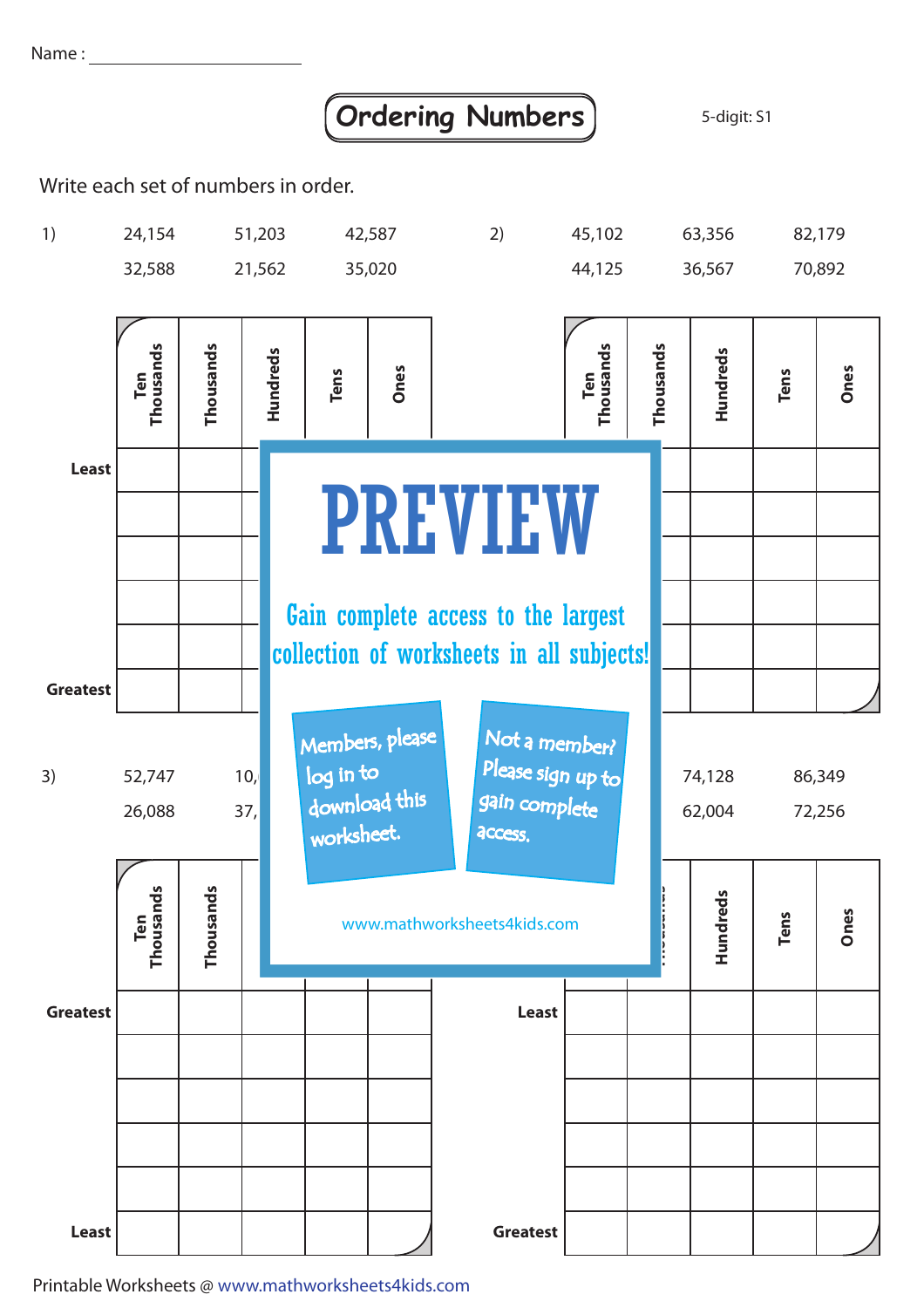Name : ____________________

# Ordering Numbers

5-digit: S1

Write each set of numbers in order.

1) 24,154 51,203 42,587
   32,588 21,562 35,020

2) 45,102 63,356 82,179
   44,125 36,567 70,892

| | Ten Thousands | Thousands | Hundreds | Tens | Ones |
|---|---|---|---|---|---|
| Least | | | | | |
| | | | | | |
| | | | | | |
| | | | | | |
| | | | | | |
| Greatest | | | | | |

| | Ten Thousands | Thousands | Hundreds | Tens | Ones |
|---|---|---|---|---|---|
| | | | | | |
| | | | | | |
| | | | | | |
| | | | | | |
| | | | | | |
| | | | | | |

PREVIEW

Gain complete access to the largest collection of worksheets in all subjects!

Members, please log in to download this worksheet.

Not a member? Please sign up to gain complete access.

www.mathworksheets4kids.com

3) 52,747 10,
   26,088 37,

74,128 86,349
62,004 72,256

| | Ten Thousands | Thousands | | | |
|---|---|---|---|---|---|
| Greatest | | | | | |
| | | | | | |
| | | | | | |
| | | | | | |
| | | | | | |
| Least | | | | | |

| | | | Hundreds | Tens | Ones |
|---|---|---|---|---|---|
| Least | | | | | |
| | | | | | |
| | | | | | |
| | | | | | |
| | | | | | |
| Greatest | | | | | |

Printable Worksheets @ www.mathworksheets4kids.com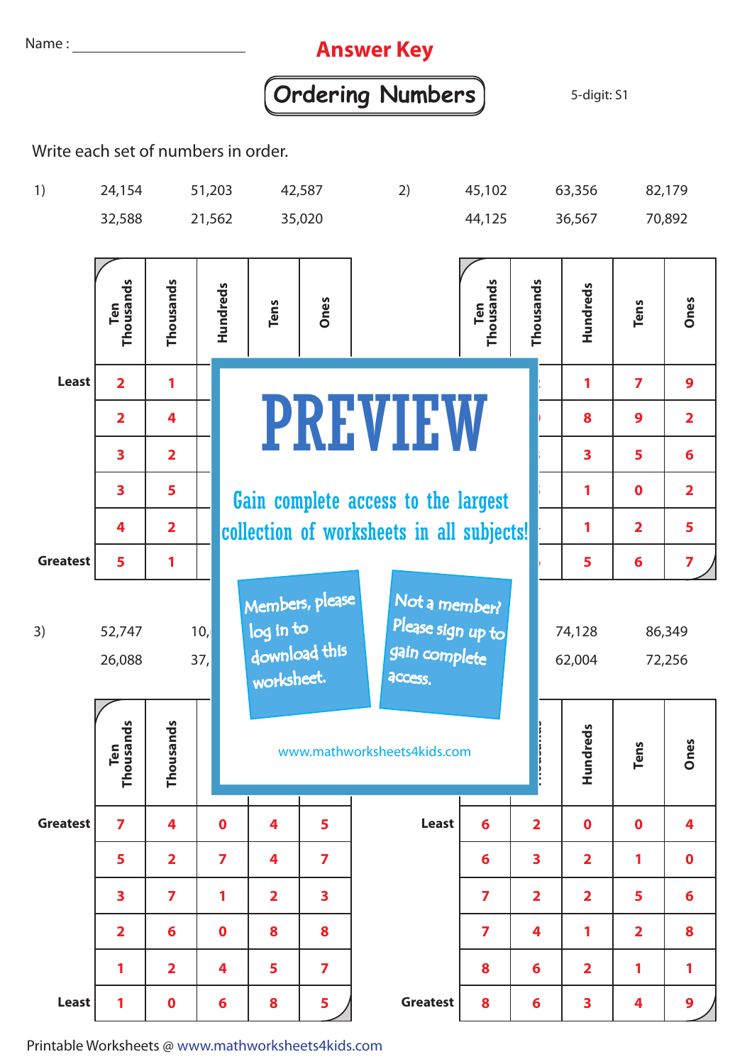Name : ______________________

# Answer Key

## Ordering Numbers

5-digit: S1

Write each set of numbers in order.

1) 24,154 51,203 42,587 32,588 21,562 35,020

| | Ten Thousands | Thousands | Hundreds | Tens | Ones |
|---|---|---|---|---|---|
| Least | 2 | 1 | | | |
| | 2 | 4 | | | |
| | 3 | 2 | | | |
| | 3 | 5 | | | |
| | 4 | 2 | | | |
| Greatest | 5 | 1 | | | |

2) 45,102 63,356 82,179 44,125 36,567 70,892

| | Ten Thousands | Thousands | Hundreds | Tens | Ones |
|---|---|---|---|---|---|
| | | | 1 | 7 | 9 |
| | | | 8 | 9 | 2 |
| | | | 3 | 5 | 6 |
| | | | 1 | 0 | 2 |
| | | | 1 | 2 | 5 |
| | | | 5 | 6 | 7 |

PREVIEW

Gain complete access to the largest collection of worksheets in all subjects!

Members, please log in to download this worksheet.

Not a member? Please sign up to gain complete access.

www.mathworksheets4kids.com

3) 52,747 10, 26,088 37,

| | Ten Thousands | Thousands | Hundreds | Tens | Ones |
|---|---|---|---|---|---|
| Greatest | 7 | 4 | 0 | 4 | 5 |
| | 5 | 2 | 7 | 4 | 7 |
| | 3 | 7 | 1 | 2 | 3 |
| | 2 | 6 | 0 | 8 | 8 |
| | 1 | 2 | 4 | 5 | 7 |
| Least | 1 | 0 | 6 | 8 | 5 |

4) 74,128 86,349 62,004 72,256

| | Ten Thousands | Thousands | Hundreds | Tens | Ones |
|---|---|---|---|---|---|
| Least | 6 | 2 | 0 | 0 | 4 |
| | 6 | 3 | 2 | 1 | 0 |
| | 7 | 2 | 2 | 5 | 6 |
| | 7 | 4 | 1 | 2 | 8 |
| | 8 | 6 | 2 | 1 | 1 |
| Greatest | 8 | 6 | 3 | 4 | 9 |

Printable Worksheets @ www.mathworksheets4kids.com